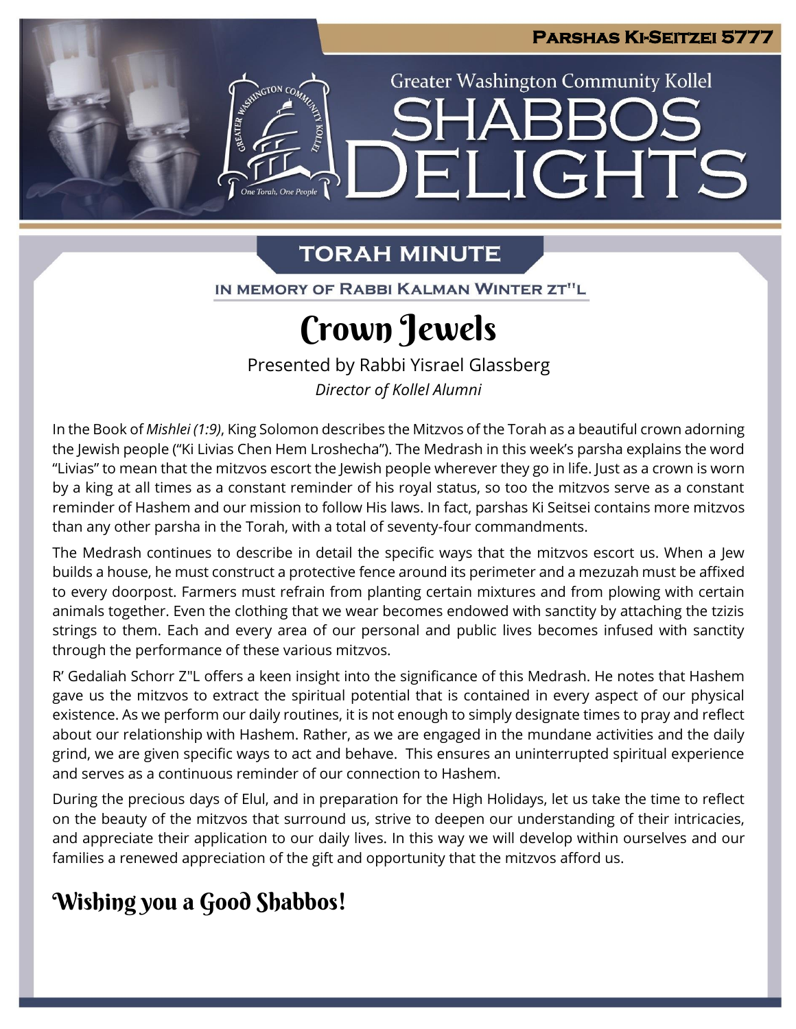**Parshas Ki-Seitzei 5777**

Greater Washington Community Kollel

# Shabbos Delights

## Torah Minute

In memory of Rabbi Kalman Winter zt"l

# Crown Jewels

Presented by Rabbi Yisrael Glassberg

*Director of Kollel Alumni*

In the Book of *Mishlei (1:9)*, King Solomon describes the Mitzvos of the Torah as a beautiful crown adorning the Jewish people ("Ki Livias Chen Hem Lroshecha"). The Medrash in this week's parsha explains the word "Livias" to mean that the mitzvos escort the Jewish people wherever they go in life. Just as a crown is worn by a king at all times as a constant reminder of his royal status, so too the mitzvos serve as a constant reminder of Hashem and our mission to follow His laws. In fact, parshas Ki Seitsei contains more mitzvos than any other parsha in the Torah, with a total of seventy-four commandments.

The Medrash continues to describe in detail the specific ways that the mitzvos escort us. When a Jew builds a house, he must construct a protective fence around its perimeter and a mezuzah must be affixed to every doorpost. Farmers must refrain from planting certain mixtures and from plowing with certain animals together. Even the clothing that we wear becomes endowed with sanctity by attaching the tzizis strings to them. Each and every area of our personal and public lives becomes infused with sanctity through the performance of these various mitzvos.

R' Gedaliah Schorr Z"L offers a keen insight into the significance of this Medrash. He notes that Hashem gave us the mitzvos to extract the spiritual potential that is contained in every aspect of our physical existence. As we perform our daily routines, it is not enough to simply designate times to pray and reflect about our relationship with Hashem. Rather, as we are engaged in the mundane activities and the daily grind, we are given specific ways to act and behave. This ensures an uninterrupted spiritual experience and serves as a continuous reminder of our connection to Hashem.

During the precious days of Elul, and in preparation for the High Holidays, let us take the time to reflect on the beauty of the mitzvos that surround us, strive to deepen our understanding of their intricacies, and appreciate their application to our daily lives. In this way we will develop within ourselves and our families a renewed appreciation of the gift and opportunity that the mitzvos afford us.

## Wishing you a Good Shabbos!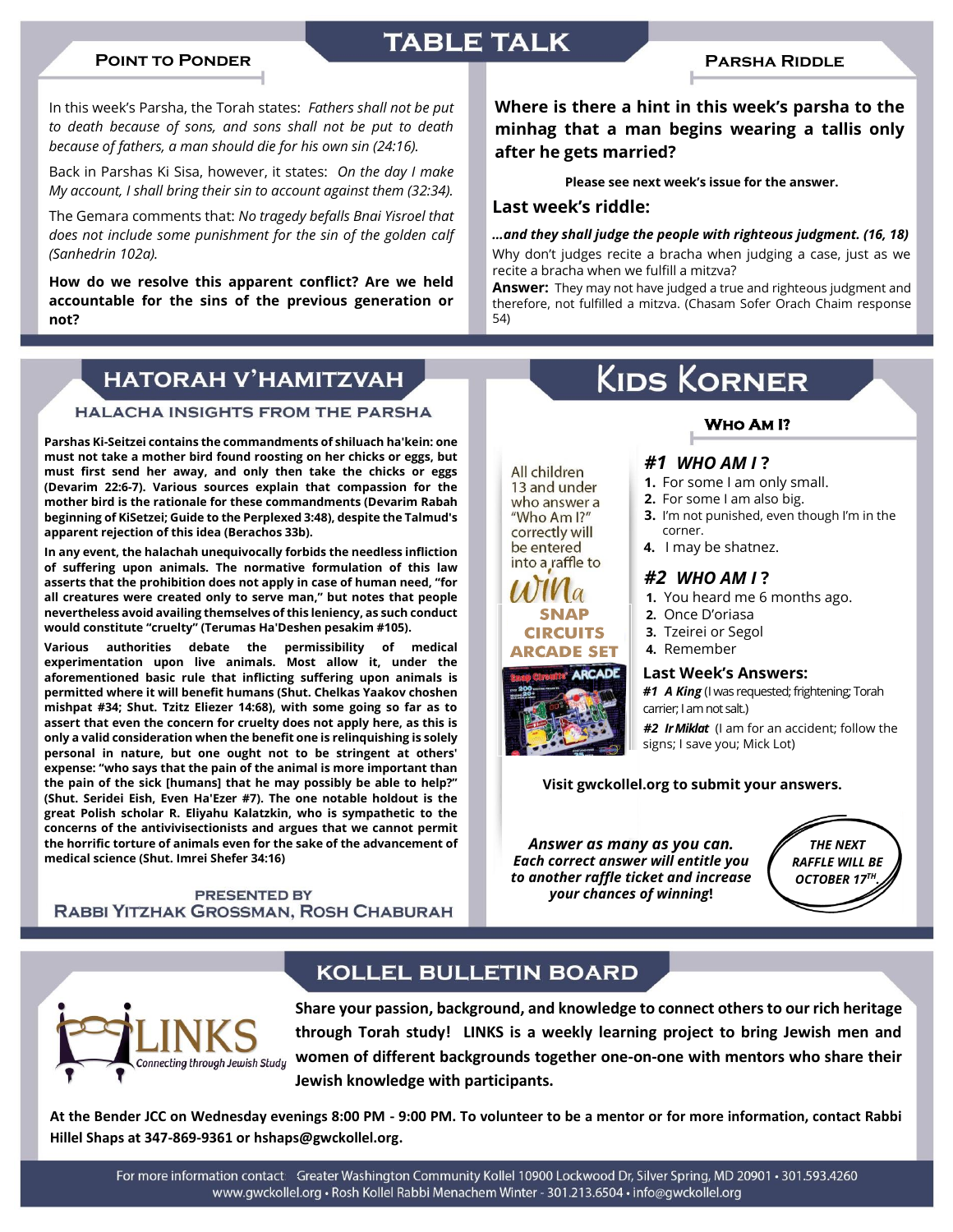# TABLE TALK

## Point to Ponder

In this week's Parsha, the Torah states: *Fathers shall not be put to death because of sons, and sons shall not be put to death because of fathers, a man should die for his own sin (24:16).*

Back in Parshas Ki Sisa, however, it states: *On the day I make My account, I shall bring their sin to account against them (32:34).*

The Gemara comments that: *No tragedy befalls Bnai Yisroel that does not include some punishment for the sin of the golden calf (Sanhedrin 102a).*

**How do we resolve this apparent conflict? Are we held accountable for the sins of the previous generation or not?**

## Parsha Riddle

**Where is there a hint in this week's parsha to the minhag that a man begins wearing a tallis only after he gets married?**

**Please see next week's issue for the answer.**

### Last week's riddle:

***...and they shall judge the people with righteous judgment. (16, 18)***

Why don't judges recite a bracha when judging a case, just as we recite a bracha when we fulfill a mitzva?

**Answer:** They may not have judged a true and righteous judgment and therefore, not fulfilled a mitzva. (Chasam Sofer Orach Chaim response 54)

# HATORAH V'HAMITZVAH

## HALACHA INSIGHTS FROM THE PARSHA

**Parshas Ki-Seitzei contains the commandments of shiluach ha'kein: one must not take a mother bird found roosting on her chicks or eggs, but must first send her away, and only then take the chicks or eggs (Devarim 22:6-7). Various sources explain that compassion for the mother bird is the rationale for these commandments (Devarim Rabah beginning of KiSetzei; Guide to the Perplexed 3:48), despite the Talmud's apparent rejection of this idea (Berachos 33b).**

**In any event, the halachah unequivocally forbids the needless infliction of suffering upon animals. The normative formulation of this law asserts that the prohibition does not apply in case of human need, "for all creatures were created only to serve man," but notes that people nevertheless avoid availing themselves of this leniency, as such conduct would constitute "cruelty" (Terumas Ha'Deshen pesakim #105).**

**Various authorities debate the permissibility of medical experimentation upon live animals. Most allow it, under the aforementioned basic rule that inflicting suffering upon animals is permitted where it will benefit humans (Shut. Chelkas Yaakov choshen mishpat #34; Shut. Tzitz Eliezer 14:68), with some going so far as to assert that even the concern for cruelty does not apply here, as this is only a valid consideration when the benefit one is relinquishing is solely personal in nature, but one ought not to be stringent at others' expense: "who says that the pain of the animal is more important than the pain of the sick [humans] that he may possibly be able to help?" (Shut. Seridei Eish, Even Ha'Ezer #7). The one notable holdout is the great Polish scholar R. Eliyahu Kalatzkin, who is sympathetic to the concerns of the antivivisectionists and argues that we cannot permit the horrific torture of animals even for the sake of the advancement of medical science (Shut. Imrei Shefer 34:16)**

PRESENTED BY
RABBI YITZHAK GROSSMAN, ROSH CHABURAH

# Kids Korner

## Who Am I?

All children 13 and under who answer a "Who Am I?" correctly will be entered into a raffle to *Win a* SNAP CIRCUITS ARCADE SET

### #1 WHO AM I ?

1. For some I am only small.
2. For some I am also big.
3. I'm not punished, even though I'm in the corner.
4. I may be shatnez.

### #2 WHO AM I ?

1. You heard me 6 months ago.
2. Once D'oriasa
3. Tzeirei or Segol
4. Remember

### Last Week's Answers:

***#1 A King*** (I was requested; frightening; Torah carrier; I am not salt.)

***#2 Ir Miklat*** (I am for an accident; follow the signs; I save you; Mick Lot)

**Visit gwckollel.org to submit your answers.**

***Answer as many as you can. Each correct answer will entitle you to another raffle ticket and increase your chances of winning!***

***THE NEXT RAFFLE WILL BE OCTOBER 17TH.***

# KOLLEL BULLETIN BOARD

LINKS *Connecting through Jewish Study*

**Share your passion, background, and knowledge to connect others to our rich heritage through Torah study! LINKS is a weekly learning project to bring Jewish men and women of different backgrounds together one-on-one with mentors who share their Jewish knowledge with participants.**

**At the Bender JCC on Wednesday evenings 8:00 PM - 9:00 PM. To volunteer to be a mentor or for more information, contact Rabbi Hillel Shaps at 347-869-9361 or hshaps@gwckollel.org.**

For more information contact: Greater Washington Community Kollel 10900 Lockwood Dr, Silver Spring, MD 20901 • 301.593.4260
www.gwckollel.org • Rosh Kollel Rabbi Menachem Winter - 301.213.6504 • info@gwckollel.org